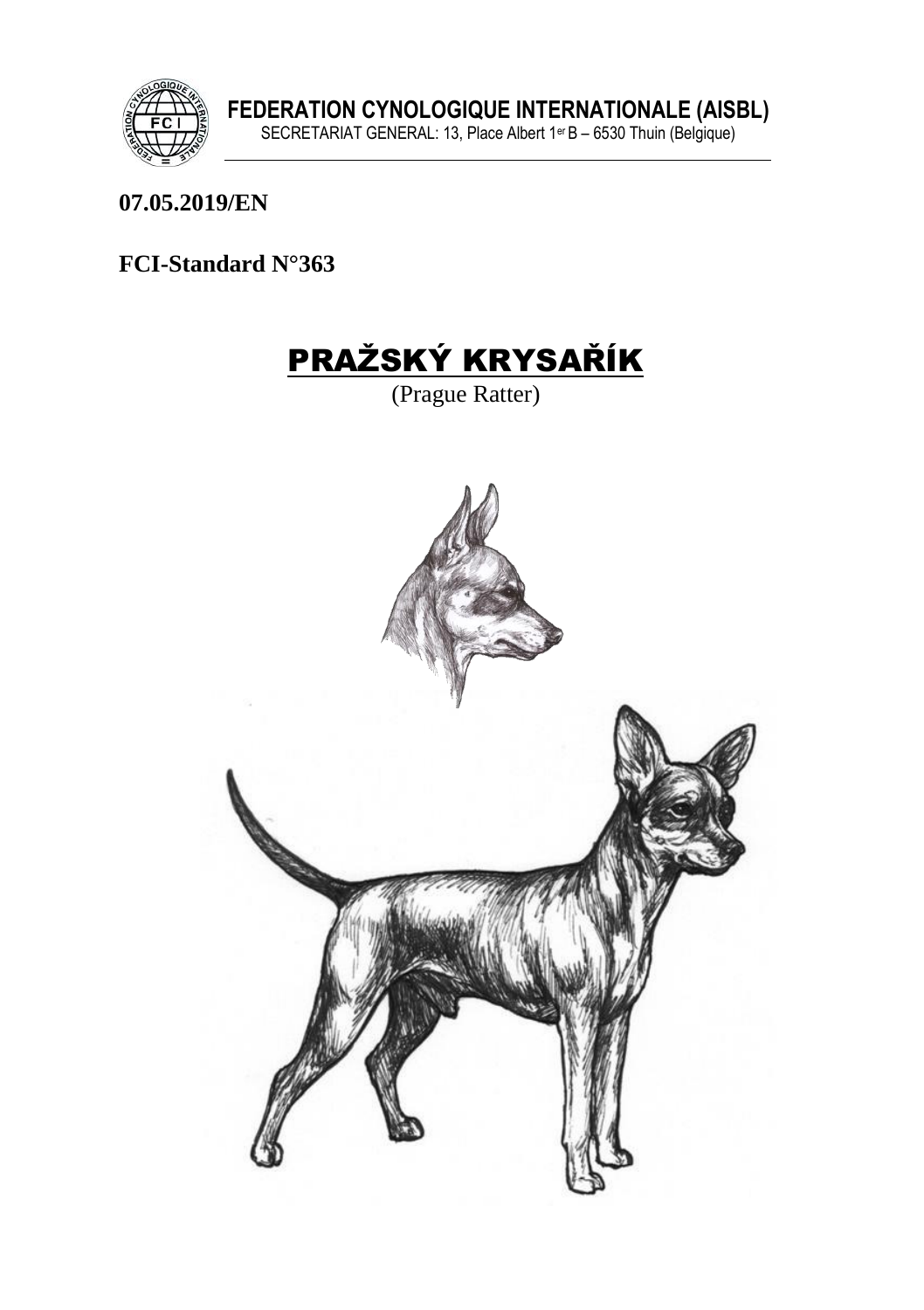**FEDERATION CYNOLOGIQUE INTERNATIONALE (AISBL)**
SECRETARIAT GENERAL: 13, Place Albert 1er B – 6530 Thuin (Belgique)

**07.05.2019/EN**

**FCI-Standard N°363**

# PRAŽSKÝ KRYSAŘÍK

(Prague Ratter)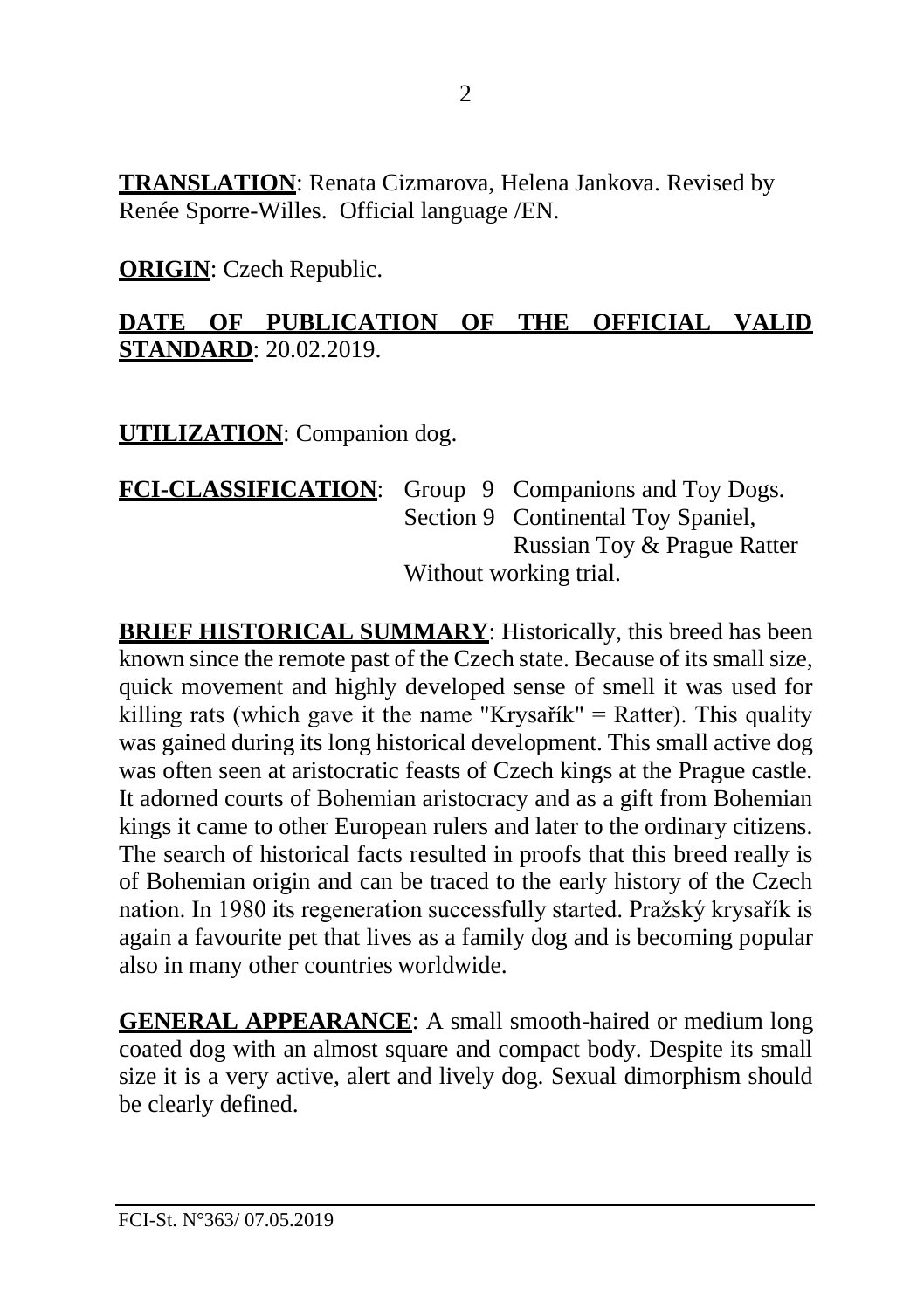**TRANSLATION**: Renata Cizmarova, Helena Jankova. Revised by Renée Sporre-Willes. Official language /EN.

**ORIGIN**: Czech Republic.

**DATE OF PUBLICATION OF THE OFFICIAL VALID STANDARD**: 20.02.2019.

**UTILIZATION**: Companion dog.

**FCI-CLASSIFICATION**: Group 9 Companions and Toy Dogs.
Section 9 Continental Toy Spaniel, Russian Toy & Prague Ratter
Without working trial.

**BRIEF HISTORICAL SUMMARY**: Historically, this breed has been known since the remote past of the Czech state. Because of its small size, quick movement and highly developed sense of smell it was used for killing rats (which gave it the name "Krysařík" = Ratter). This quality was gained during its long historical development. This small active dog was often seen at aristocratic feasts of Czech kings at the Prague castle. It adorned courts of Bohemian aristocracy and as a gift from Bohemian kings it came to other European rulers and later to the ordinary citizens. The search of historical facts resulted in proofs that this breed really is of Bohemian origin and can be traced to the early history of the Czech nation. In 1980 its regeneration successfully started. Pražský krysařík is again a favourite pet that lives as a family dog and is becoming popular also in many other countries worldwide.

**GENERAL APPEARANCE**: A small smooth-haired or medium long coated dog with an almost square and compact body. Despite its small size it is a very active, alert and lively dog. Sexual dimorphism should be clearly defined.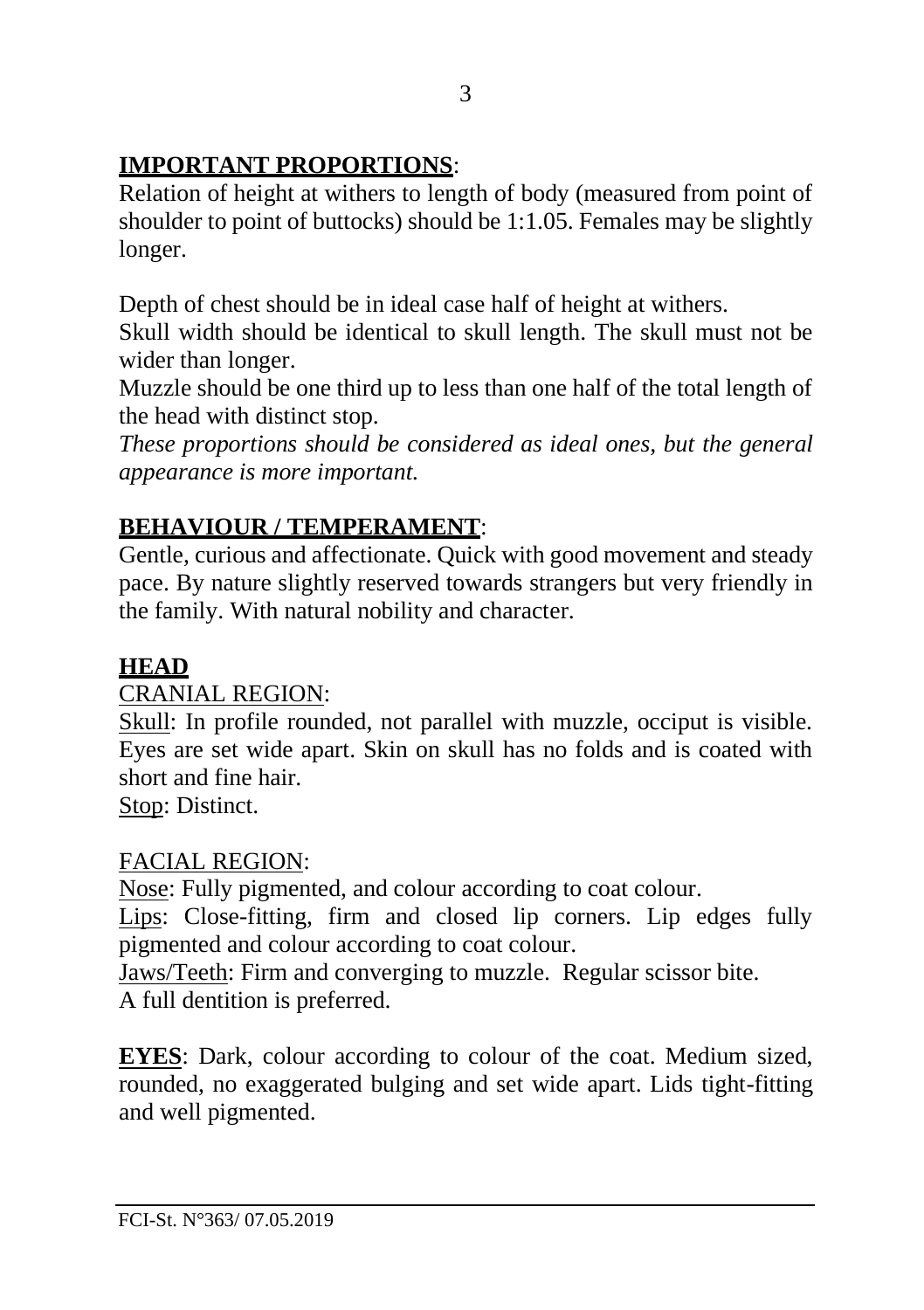**IMPORTANT PROPORTIONS**:
Relation of height at withers to length of body (measured from point of shoulder to point of buttocks) should be 1:1.05. Females may be slightly longer.

Depth of chest should be in ideal case half of height at withers.
Skull width should be identical to skull length. The skull must not be wider than longer.
Muzzle should be one third up to less than one half of the total length of the head with distinct stop.
*These proportions should be considered as ideal ones, but the general appearance is more important.*

**BEHAVIOUR / TEMPERAMENT**:
Gentle, curious and affectionate. Quick with good movement and steady pace. By nature slightly reserved towards strangers but very friendly in the family. With natural nobility and character.

**HEAD**

CRANIAL REGION:
Skull: In profile rounded, not parallel with muzzle, occiput is visible. Eyes are set wide apart. Skin on skull has no folds and is coated with short and fine hair.
Stop: Distinct.

FACIAL REGION:
Nose: Fully pigmented, and colour according to coat colour.
Lips: Close-fitting, firm and closed lip corners. Lip edges fully pigmented and colour according to coat colour.
Jaws/Teeth: Firm and converging to muzzle. Regular scissor bite.
A full dentition is preferred.

**EYES**: Dark, colour according to colour of the coat. Medium sized, rounded, no exaggerated bulging and set wide apart. Lids tight-fitting and well pigmented.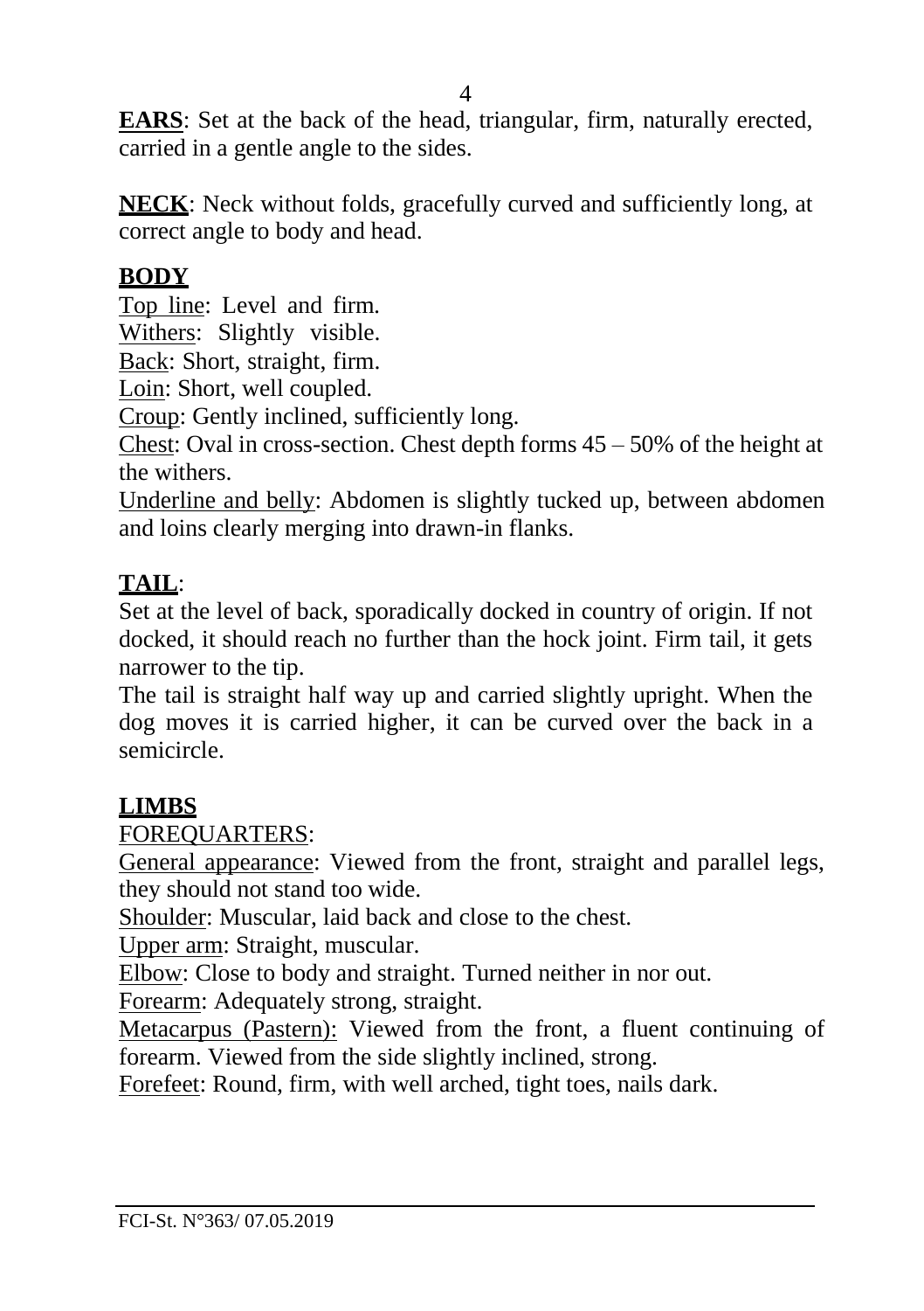**EARS**: Set at the back of the head, triangular, firm, naturally erected, carried in a gentle angle to the sides.

**NECK**: Neck without folds, gracefully curved and sufficiently long, at correct angle to body and head.

## BODY

Top line: Level and firm.

Withers: Slightly visible.

Back: Short, straight, firm.

Loin: Short, well coupled.

Croup: Gently inclined, sufficiently long.

Chest: Oval in cross-section. Chest depth forms 45 – 50% of the height at the withers.

Underline and belly: Abdomen is slightly tucked up, between abdomen and loins clearly merging into drawn-in flanks.

## TAIL:

Set at the level of back, sporadically docked in country of origin. If not docked, it should reach no further than the hock joint. Firm tail, it gets narrower to the tip.

The tail is straight half way up and carried slightly upright. When the dog moves it is carried higher, it can be curved over the back in a semicircle.

## LIMBS

FOREQUARTERS:

General appearance: Viewed from the front, straight and parallel legs, they should not stand too wide.

Shoulder: Muscular, laid back and close to the chest.

Upper arm: Straight, muscular.

Elbow: Close to body and straight. Turned neither in nor out.

Forearm: Adequately strong, straight.

Metacarpus (Pastern): Viewed from the front, a fluent continuing of forearm. Viewed from the side slightly inclined, strong.

Forefeet: Round, firm, with well arched, tight toes, nails dark.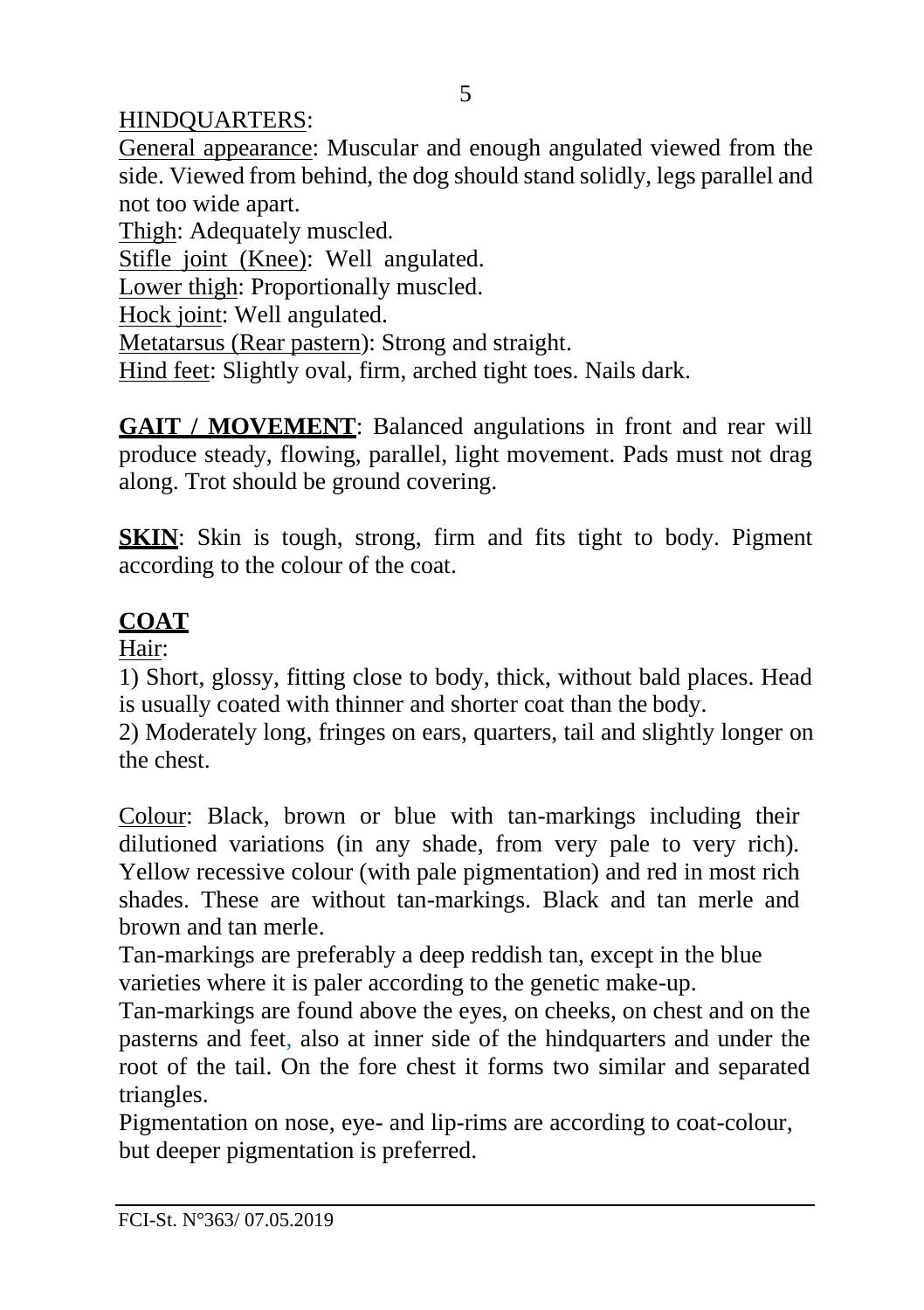HINDQUARTERS:

General appearance: Muscular and enough angulated viewed from the side. Viewed from behind, the dog should stand solidly, legs parallel and not too wide apart.

Thigh: Adequately muscled.

Stifle joint (Knee): Well angulated.

Lower thigh: Proportionally muscled.

Hock joint: Well angulated.

Metatarsus (Rear pastern): Strong and straight.

Hind feet: Slightly oval, firm, arched tight toes. Nails dark.

**GAIT / MOVEMENT**: Balanced angulations in front and rear will produce steady, flowing, parallel, light movement. Pads must not drag along. Trot should be ground covering.

**SKIN**: Skin is tough, strong, firm and fits tight to body. Pigment according to the colour of the coat.

## COAT

Hair:

1) Short, glossy, fitting close to body, thick, without bald places. Head is usually coated with thinner and shorter coat than the body.

2) Moderately long, fringes on ears, quarters, tail and slightly longer on the chest.

Colour: Black, brown or blue with tan-markings including their dilutioned variations (in any shade, from very pale to very rich). Yellow recessive colour (with pale pigmentation) and red in most rich shades. These are without tan-markings. Black and tan merle and brown and tan merle.

Tan-markings are preferably a deep reddish tan, except in the blue varieties where it is paler according to the genetic make-up.

Tan-markings are found above the eyes, on cheeks, on chest and on the pasterns and feet, also at inner side of the hindquarters and under the root of the tail. On the fore chest it forms two similar and separated triangles.

Pigmentation on nose, eye- and lip-rims are according to coat-colour, but deeper pigmentation is preferred.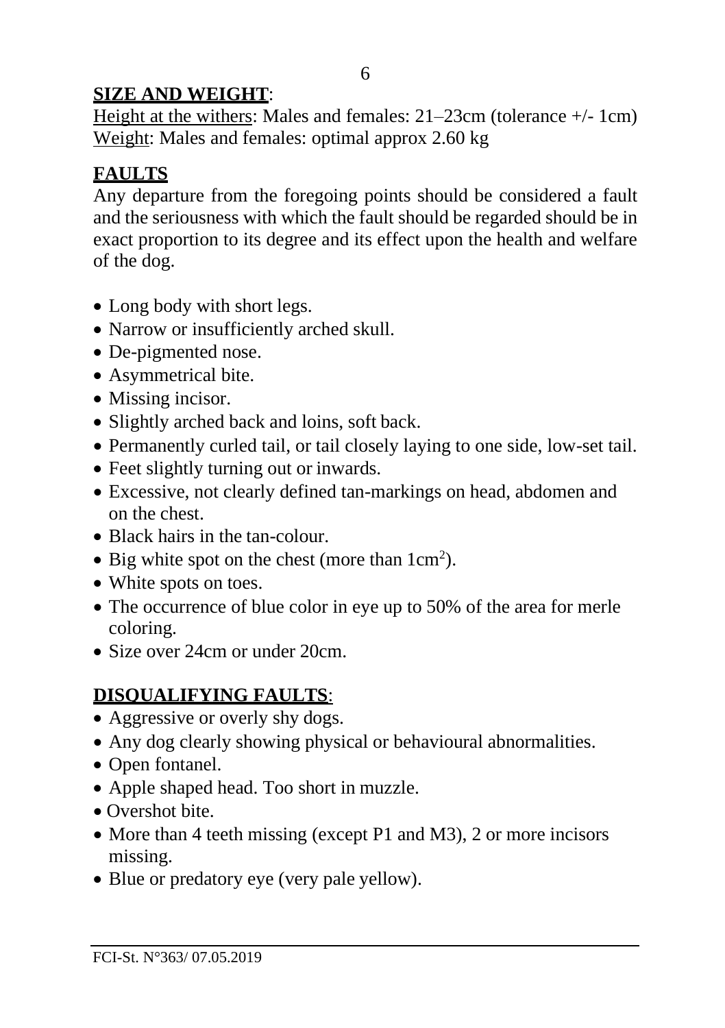**SIZE AND WEIGHT**:

Height at the withers: Males and females: 21–23cm (tolerance +/- 1cm)
Weight: Males and females: optimal approx 2.60 kg

## FAULTS

Any departure from the foregoing points should be considered a fault and the seriousness with which the fault should be regarded should be in exact proportion to its degree and its effect upon the health and welfare of the dog.

- Long body with short legs.
- Narrow or insufficiently arched skull.
- De-pigmented nose.
- Asymmetrical bite.
- Missing incisor.
- Slightly arched back and loins, soft back.
- Permanently curled tail, or tail closely laying to one side, low-set tail.
- Feet slightly turning out or inwards.
- Excessive, not clearly defined tan-markings on head, abdomen and on the chest.
- Black hairs in the tan-colour.
- Big white spot on the chest (more than $1cm^2$).
- White spots on toes.
- The occurrence of blue color in eye up to 50% of the area for merle coloring.
- Size over 24cm or under 20cm.

## DISQUALIFYING FAULTS:

- Aggressive or overly shy dogs.
- Any dog clearly showing physical or behavioural abnormalities.
- Open fontanel.
- Apple shaped head. Too short in muzzle.
- Overshot bite.
- More than 4 teeth missing (except P1 and M3), 2 or more incisors missing.
- Blue or predatory eye (very pale yellow).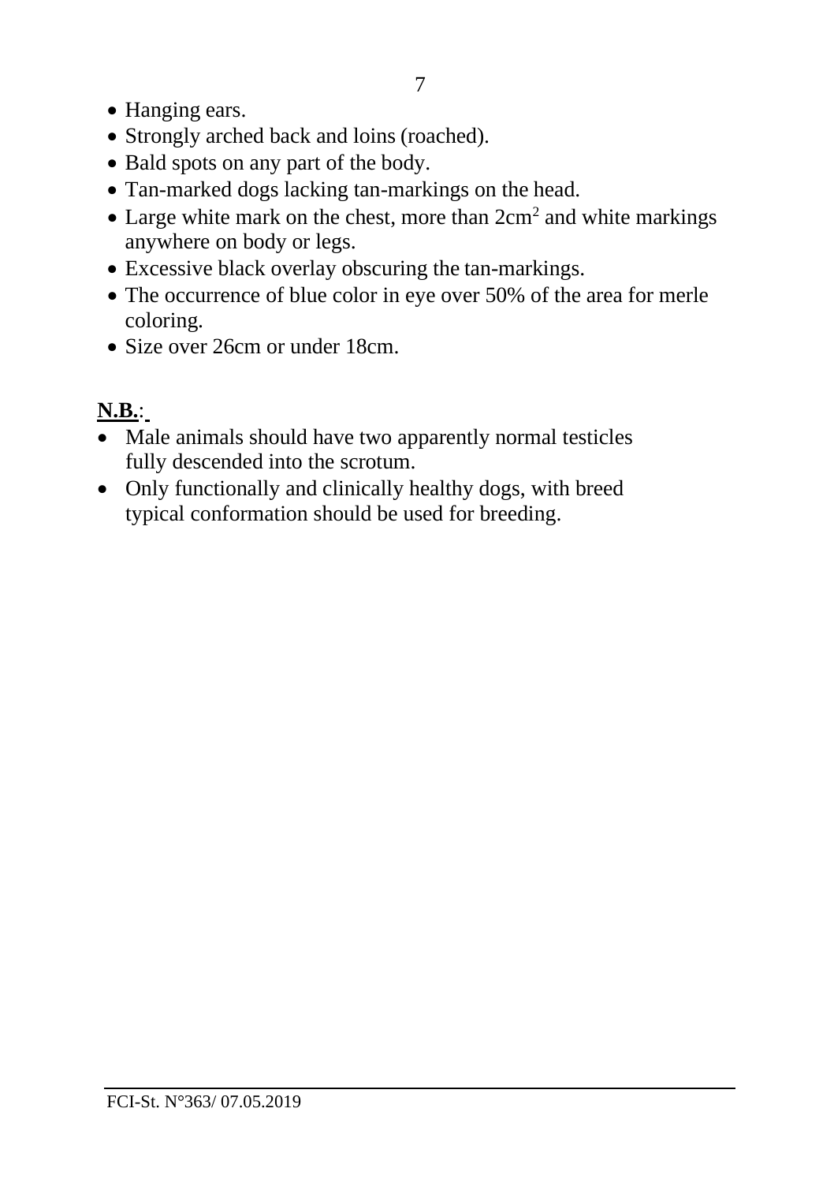- Hanging ears.
- Strongly arched back and loins (roached).
- Bald spots on any part of the body.
- Tan-marked dogs lacking tan-markings on the head.
- Large white mark on the chest, more than $2cm^2$ and white markings anywhere on body or legs.
- Excessive black overlay obscuring the tan-markings.
- The occurrence of blue color in eye over 50% of the area for merle coloring.
- Size over 26cm or under 18cm.

**N.B.**:

- Male animals should have two apparently normal testicles fully descended into the scrotum.
- Only functionally and clinically healthy dogs, with breed typical conformation should be used for breeding.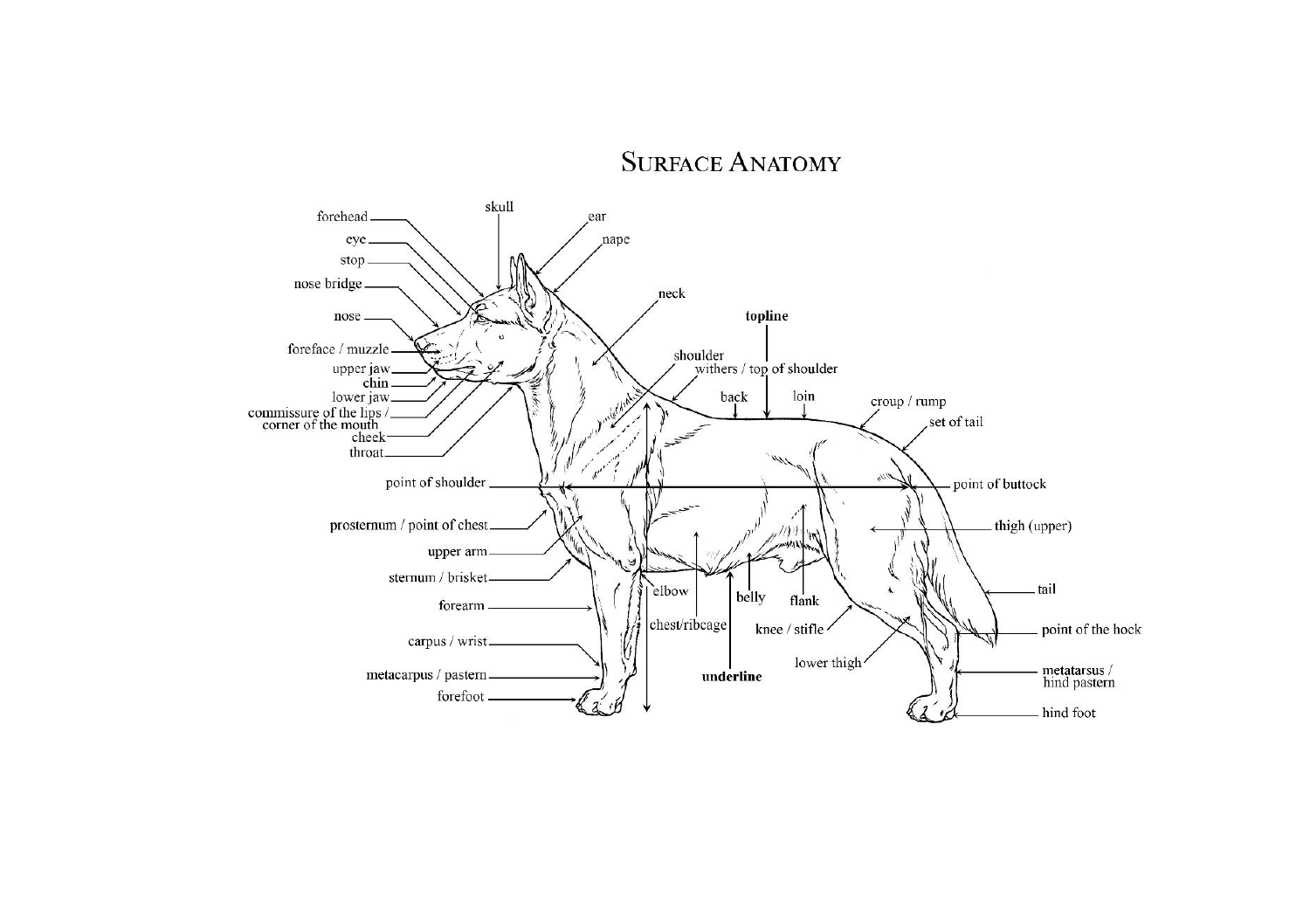# Surface Anatomy

forehead
eye
stop
nose bridge
nose
foreface / muzzle
upper jaw
chin
lower jaw
commissure of the lips / corner of the mouth
cheek
throat
skull
ear
nape
neck
topline
shoulder
withers / top of shoulder
back
loin
croup / rump
set of tail
point of shoulder
point of buttock
prosternum / point of chest
thigh (upper)
upper arm
sternum / brisket
tail
elbow
belly
flank
forearm
chest/ribcage
knee / stifle
point of the hock
carpus / wrist
lower thigh
metacarpus / pastern
underline
metatarsus / hind pastern
forefoot
hind foot